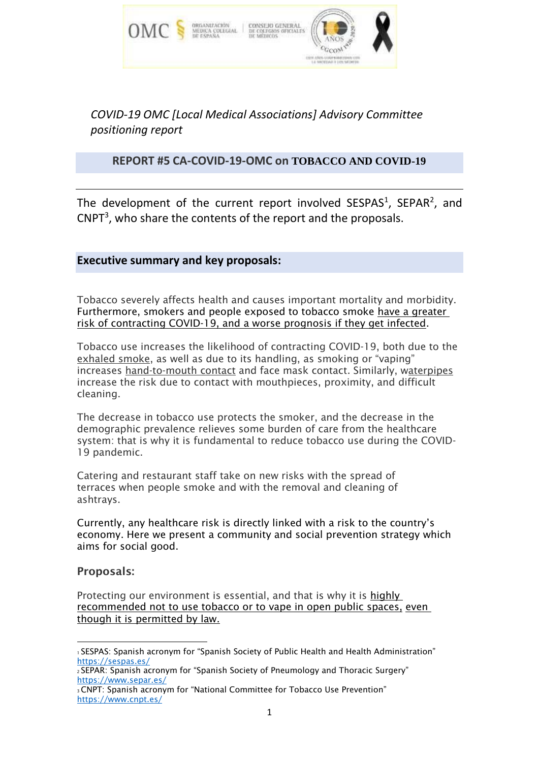*COVID-19 OMC [Local Medical Associations] Advisory Committee positioning report*

## REPORT #5 CA-COVID-19-OMC on TOBACCO AND COVID-19

The development of the current report involved SESPAS[1], SEPAR[2], and CNPT[3], who share the contents of the report and the proposals.

### Executive summary and key proposals:

Tobacco severely affects health and causes important mortality and morbidity. Furthermore, smokers and people exposed to tobacco smoke have a greater risk of contracting COVID-19, and a worse prognosis if they get infected.

Tobacco use increases the likelihood of contracting COVID-19, both due to the exhaled smoke, as well as due to its handling, as smoking or "vaping" increases hand-to-mouth contact and face mask contact. Similarly, waterpipes increase the risk due to contact with mouthpieces, proximity, and difficult cleaning.

The decrease in tobacco use protects the smoker, and the decrease in the demographic prevalence relieves some burden of care from the healthcare system: that is why it is fundamental to reduce tobacco use during the COVID-19 pandemic.

Catering and restaurant staff take on new risks with the spread of terraces when people smoke and with the removal and cleaning of ashtrays.

Currently, any healthcare risk is directly linked with a risk to the country's economy. Here we present a community and social prevention strategy which aims for social good.

### Proposals:

Protecting our environment is essential, and that is why it is highly recommended not to use tobacco or to vape in open public spaces, even though it is permitted by law.

---

[1] SESPAS: Spanish acronym for "Spanish Society of Public Health and Health Administration" https://sespas.es/

[2] SEPAR: Spanish acronym for "Spanish Society of Pneumology and Thoracic Surgery" https://www.separ.es/

[3] CNPT: Spanish acronym for "National Committee for Tobacco Use Prevention" https://www.cnpt.es/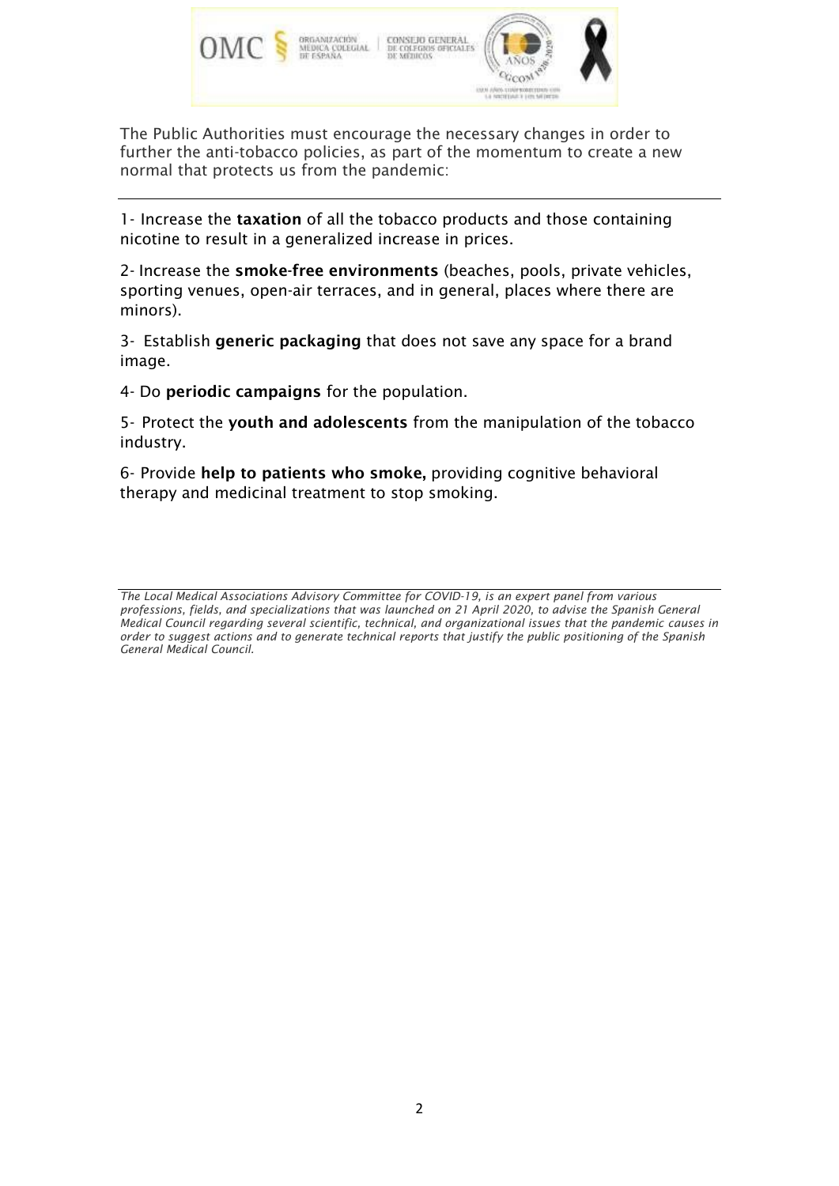The Public Authorities must encourage the necessary changes in order to further the anti-tobacco policies, as part of the momentum to create a new normal that protects us from the pandemic:

---

1- Increase the **taxation** of all the tobacco products and those containing nicotine to result in a generalized increase in prices.

2- Increase the **smoke-free environments** (beaches, pools, private vehicles, sporting venues, open-air terraces, and in general, places where there are minors).

3- Establish **generic packaging** that does not save any space for a brand image.

4- Do **periodic campaigns** for the population.

5- Protect the **youth and adolescents** from the manipulation of the tobacco industry.

6- Provide **help to patients who smoke,** providing cognitive behavioral therapy and medicinal treatment to stop smoking.

---

*The Local Medical Associations Advisory Committee for COVID-19, is an expert panel from various professions, fields, and specializations that was launched on 21 April 2020, to advise the Spanish General Medical Council regarding several scientific, technical, and organizational issues that the pandemic causes in order to suggest actions and to generate technical reports that justify the public positioning of the Spanish General Medical Council.*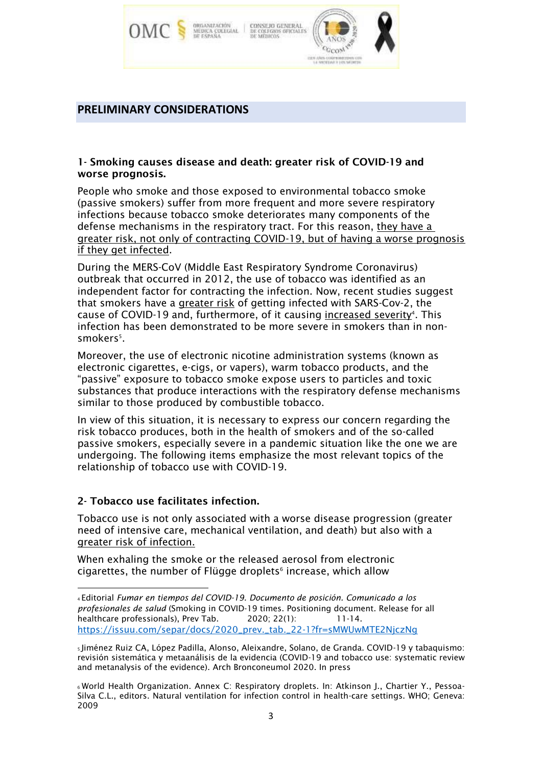## PRELIMINARY CONSIDERATIONS

### 1- Smoking causes disease and death: greater risk of COVID-19 and worse prognosis.

People who smoke and those exposed to environmental tobacco smoke (passive smokers) suffer from more frequent and more severe respiratory infections because tobacco smoke deteriorates many components of the defense mechanisms in the respiratory tract. For this reason, they have a greater risk, not only of contracting COVID-19, but of having a worse prognosis if they get infected.

During the MERS-CoV (Middle East Respiratory Syndrome Coronavirus) outbreak that occurred in 2012, the use of tobacco was identified as an independent factor for contracting the infection. Now, recent studies suggest that smokers have a greater risk of getting infected with SARS-Cov-2, the cause of COVID-19 and, furthermore, of it causing increased severity[4]. This infection has been demonstrated to be more severe in smokers than in non-smokers[5].

Moreover, the use of electronic nicotine administration systems (known as electronic cigarettes, e-cigs, or vapers), warm tobacco products, and the "passive" exposure to tobacco smoke expose users to particles and toxic substances that produce interactions with the respiratory defense mechanisms similar to those produced by combustible tobacco.

In view of this situation, it is necessary to express our concern regarding the risk tobacco produces, both in the health of smokers and of the so-called passive smokers, especially severe in a pandemic situation like the one we are undergoing. The following items emphasize the most relevant topics of the relationship of tobacco use with COVID-19.

### 2- Tobacco use facilitates infection.

Tobacco use is not only associated with a worse disease progression (greater need of intensive care, mechanical ventilation, and death) but also with a greater risk of infection.

When exhaling the smoke or the released aerosol from electronic cigarettes, the number of Flügge droplets[6] increase, which allow

---

[4] Editorial *Fumar en tiempos del COVID-19. Documento de posición. Comunicado a los profesionales de salud* (Smoking in COVID-19 times. Positioning document. Release for all healthcare professionals), Prev Tab. 2020; 22(1): 11-14. https://issuu.com/separ/docs/2020_prev._tab._22-1?fr=sMWUwMTE2NjczNg

[5] Jiménez Ruiz CA, López Padilla, Alonso, Aleixandre, Solano, de Granda. COVID-19 y tabaquismo: revisión sistemática y metaanálisis de la evidencia (COVID-19 and tobacco use: systematic review and metanalysis of the evidence). Arch Bronconeumol 2020. In press

[6] World Health Organization. Annex C: Respiratory droplets. In: Atkinson J., Chartier Y., Pessoa-Silva C.L., editors. Natural ventilation for infection control in health-care settings. WHO; Geneva: 2009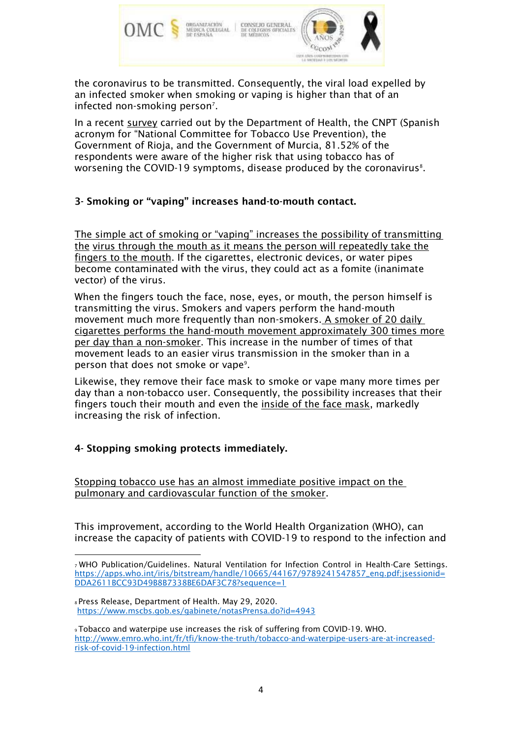the coronavirus to be transmitted. Consequently, the viral load expelled by an infected smoker when smoking or vaping is higher than that of an infected non-smoking person[7].

In a recent survey carried out by the Department of Health, the CNPT (Spanish acronym for "National Committee for Tobacco Use Prevention), the Government of Rioja, and the Government of Murcia, 81.52% of the respondents were aware of the higher risk that using tobacco has of worsening the COVID-19 symptoms, disease produced by the coronavirus[8].

### 3- Smoking or "vaping" increases hand-to-mouth contact.

The simple act of smoking or "vaping" increases the possibility of transmitting the virus through the mouth as it means the person will repeatedly take the fingers to the mouth. If the cigarettes, electronic devices, or water pipes become contaminated with the virus, they could act as a fomite (inanimate vector) of the virus.

When the fingers touch the face, nose, eyes, or mouth, the person himself is transmitting the virus. Smokers and vapers perform the hand-mouth movement much more frequently than non-smokers. A smoker of 20 daily cigarettes performs the hand-mouth movement approximately 300 times more per day than a non-smoker. This increase in the number of times of that movement leads to an easier virus transmission in the smoker than in a person that does not smoke or vape[9].

Likewise, they remove their face mask to smoke or vape many more times per day than a non-tobacco user. Consequently, the possibility increases that their fingers touch their mouth and even the inside of the face mask, markedly increasing the risk of infection.

### 4- Stopping smoking protects immediately.

Stopping tobacco use has an almost immediate positive impact on the pulmonary and cardiovascular function of the smoker.

This improvement, according to the World Health Organization (WHO), can increase the capacity of patients with COVID-19 to respond to the infection and

---

[7] WHO Publication/Guidelines. Natural Ventilation for Infection Control in Health-Care Settings. https://apps.who.int/iris/bitstream/handle/10665/44167/9789241547857_eng.pdf;jsessionid=DDA2611BCC93D49B8B7338BE6DAF3C78?sequence=1

[8] Press Release, Department of Health. May 29, 2020. https://www.mscbs.gob.es/gabinete/notasPrensa.do?id=4943

[9] Tobacco and waterpipe use increases the risk of suffering from COVID-19. WHO. http://www.emro.who.int/fr/tfi/know-the-truth/tobacco-and-waterpipe-users-are-at-increased-risk-of-covid-19-infection.html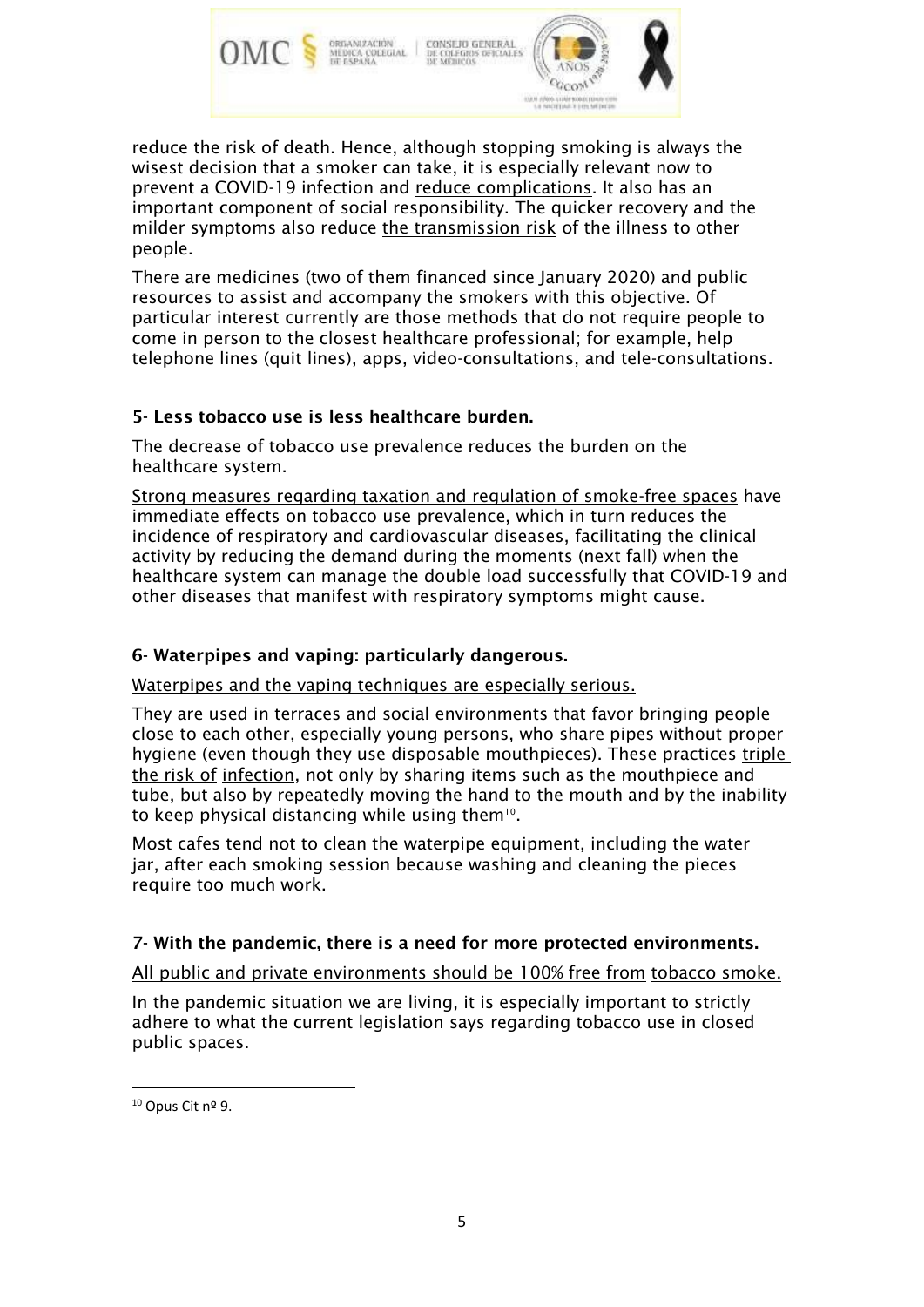reduce the risk of death. Hence, although stopping smoking is always the wisest decision that a smoker can take, it is especially relevant now to prevent a COVID-19 infection and reduce complications. It also has an important component of social responsibility. The quicker recovery and the milder symptoms also reduce the transmission risk of the illness to other people.

There are medicines (two of them financed since January 2020) and public resources to assist and accompany the smokers with this objective. Of particular interest currently are those methods that do not require people to come in person to the closest healthcare professional; for example, help telephone lines (quit lines), apps, video-consultations, and tele-consultations.

### 5- Less tobacco use is less healthcare burden.

The decrease of tobacco use prevalence reduces the burden on the healthcare system.

Strong measures regarding taxation and regulation of smoke-free spaces have immediate effects on tobacco use prevalence, which in turn reduces the incidence of respiratory and cardiovascular diseases, facilitating the clinical activity by reducing the demand during the moments (next fall) when the healthcare system can manage the double load successfully that COVID-19 and other diseases that manifest with respiratory symptoms might cause.

### 6- Waterpipes and vaping: particularly dangerous.

Waterpipes and the vaping techniques are especially serious.

They are used in terraces and social environments that favor bringing people close to each other, especially young persons, who share pipes without proper hygiene (even though they use disposable mouthpieces). These practices triple the risk of infection, not only by sharing items such as the mouthpiece and tube, but also by repeatedly moving the hand to the mouth and by the inability to keep physical distancing while using them[10].

Most cafes tend not to clean the waterpipe equipment, including the water jar, after each smoking session because washing and cleaning the pieces require too much work.

### 7- With the pandemic, there is a need for more protected environments.

All public and private environments should be 100% free from tobacco smoke.

In the pandemic situation we are living, it is especially important to strictly adhere to what the current legislation says regarding tobacco use in closed public spaces.

---

[10] Opus Cit nº 9.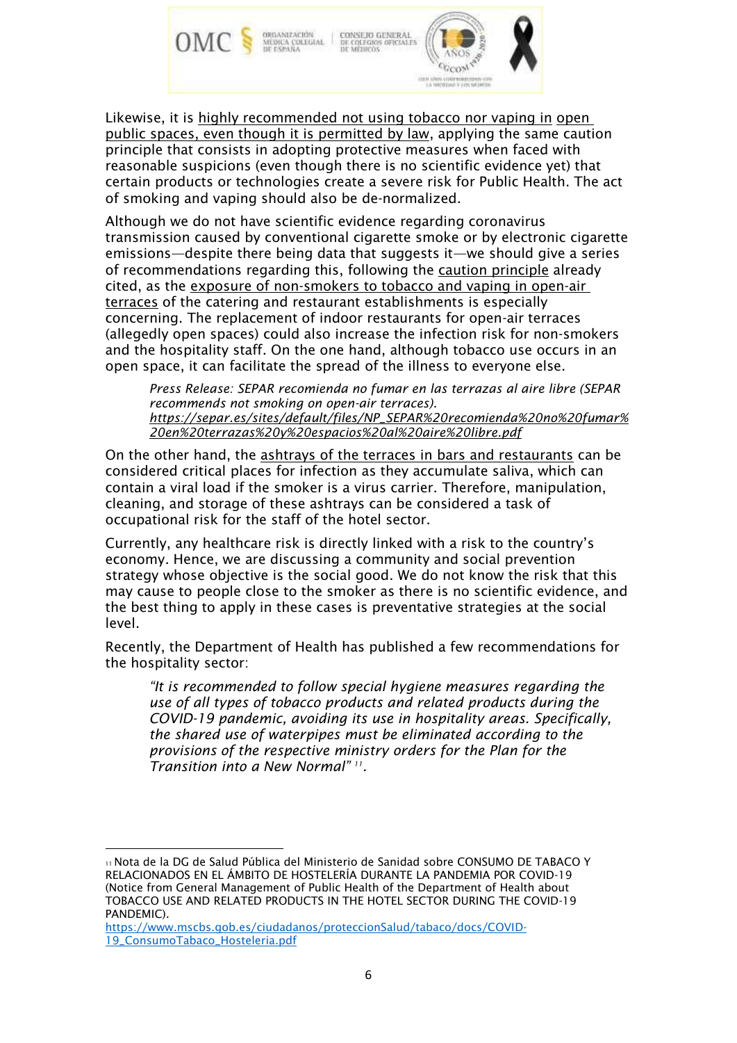Likewise, it is highly recommended not using tobacco nor vaping in open public spaces, even though it is permitted by law, applying the same caution principle that consists in adopting protective measures when faced with reasonable suspicions (even though there is no scientific evidence yet) that certain products or technologies create a severe risk for Public Health. The act of smoking and vaping should also be de-normalized.

Although we do not have scientific evidence regarding coronavirus transmission caused by conventional cigarette smoke or by electronic cigarette emissions—despite there being data that suggests it—we should give a series of recommendations regarding this, following the caution principle already cited, as the exposure of non-smokers to tobacco and vaping in open-air terraces of the catering and restaurant establishments is especially concerning. The replacement of indoor restaurants for open-air terraces (allegedly open spaces) could also increase the infection risk for non-smokers and the hospitality staff. On the one hand, although tobacco use occurs in an open space, it can facilitate the spread of the illness to everyone else.

> *Press Release: SEPAR recomienda no fumar en las terrazas al aire libre (SEPAR recommends not smoking on open-air terraces).*
> *https://separ.es/sites/default/files/NP_SEPAR%20recomienda%20no%20fumar%20en%20terrazas%20y%20espacios%20al%20aire%20libre.pdf*

On the other hand, the ashtrays of the terraces in bars and restaurants can be considered critical places for infection as they accumulate saliva, which can contain a viral load if the smoker is a virus carrier. Therefore, manipulation, cleaning, and storage of these ashtrays can be considered a task of occupational risk for the staff of the hotel sector.

Currently, any healthcare risk is directly linked with a risk to the country's economy. Hence, we are discussing a community and social prevention strategy whose objective is the social good. We do not know the risk that this may cause to people close to the smoker as there is no scientific evidence, and the best thing to apply in these cases is preventative strategies at the social level.

Recently, the Department of Health has published a few recommendations for the hospitality sector:

> *"It is recommended to follow special hygiene measures regarding the use of all types of tobacco products and related products during the COVID-19 pandemic, avoiding its use in hospitality areas. Specifically, the shared use of waterpipes must be eliminated according to the provisions of the respective ministry orders for the Plan for the Transition into a New Normal"* [11].

---

[11] Nota de la DG de Salud Pública del Ministerio de Sanidad sobre CONSUMO DE TABACO Y RELACIONADOS EN EL ÁMBITO DE HOSTELERÍA DURANTE LA PANDEMIA POR COVID-19 (Notice from General Management of Public Health of the Department of Health about TOBACCO USE AND RELATED PRODUCTS IN THE HOTEL SECTOR DURING THE COVID-19 PANDEMIC).
https://www.mscbs.gob.es/ciudadanos/proteccionSalud/tabaco/docs/COVID-19_ConsumoTabaco_Hosteleria.pdf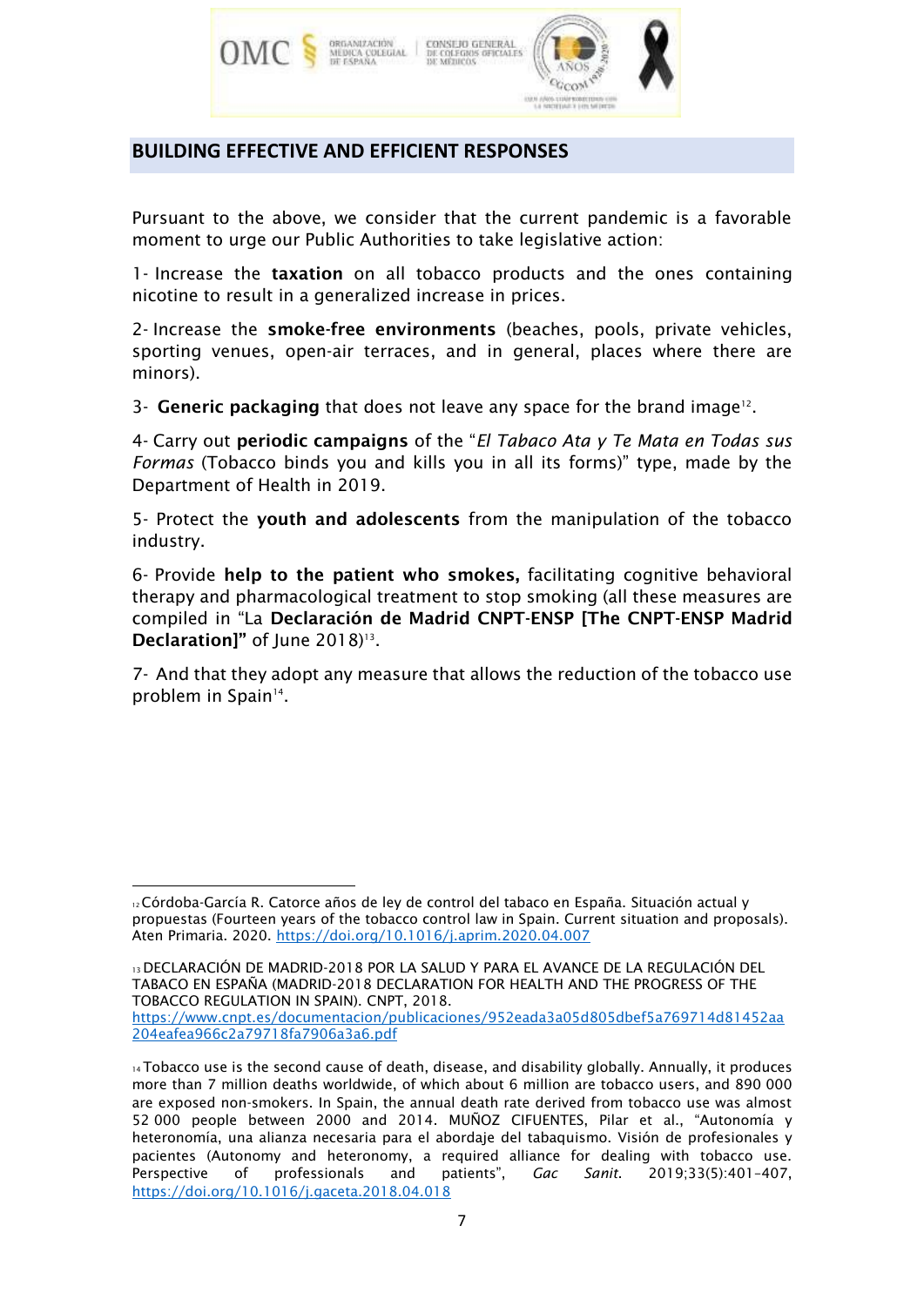## BUILDING EFFECTIVE AND EFFICIENT RESPONSES

Pursuant to the above, we consider that the current pandemic is a favorable moment to urge our Public Authorities to take legislative action:

1- Increase the **taxation** on all tobacco products and the ones containing nicotine to result in a generalized increase in prices.

2- Increase the **smoke-free environments** (beaches, pools, private vehicles, sporting venues, open-air terraces, and in general, places where there are minors).

3- **Generic packaging** that does not leave any space for the brand image[12].

4- Carry out **periodic campaigns** of the "*El Tabaco Ata y Te Mata en Todas sus Formas* (Tobacco binds you and kills you in all its forms)" type, made by the Department of Health in 2019.

5- Protect the **youth and adolescents** from the manipulation of the tobacco industry.

6- Provide **help to the patient who smokes,** facilitating cognitive behavioral therapy and pharmacological treatment to stop smoking (all these measures are compiled in "La **Declaración de Madrid CNPT-ENSP [The CNPT-ENSP Madrid Declaration]"** of June 2018)[13].

7- And that they adopt any measure that allows the reduction of the tobacco use problem in Spain[14].

---

[12] Córdoba-García R. Catorce años de ley de control del tabaco en España. Situación actual y propuestas (Fourteen years of the tobacco control law in Spain. Current situation and proposals). Aten Primaria. 2020. https://doi.org/10.1016/j.aprim.2020.04.007

[13] DECLARACIÓN DE MADRID-2018 POR LA SALUD Y PARA EL AVANCE DE LA REGULACIÓN DEL TABACO EN ESPAÑA (MADRID-2018 DECLARATION FOR HEALTH AND THE PROGRESS OF THE TOBACCO REGULATION IN SPAIN). CNPT, 2018. https://www.cnpt.es/documentacion/publicaciones/952eada3a05d805dbef5a769714d81452aa204eafea966c2a79718fa7906a3a6.pdf

[14] Tobacco use is the second cause of death, disease, and disability globally. Annually, it produces more than 7 million deaths worldwide, of which about 6 million are tobacco users, and 890 000 are exposed non-smokers. In Spain, the annual death rate derived from tobacco use was almost 52 000 people between 2000 and 2014. MUÑOZ CIFUENTES, Pilar et al., "Autonomía y heteronomía, una alianza necesaria para el abordaje del tabaquismo. Visión de profesionales y pacientes (Autonomy and heteronomy, a required alliance for dealing with tobacco use. Perspective of professionals and patients", *Gac Sanit.* 2019;33(5):401-407, https://doi.org/10.1016/j.gaceta.2018.04.018